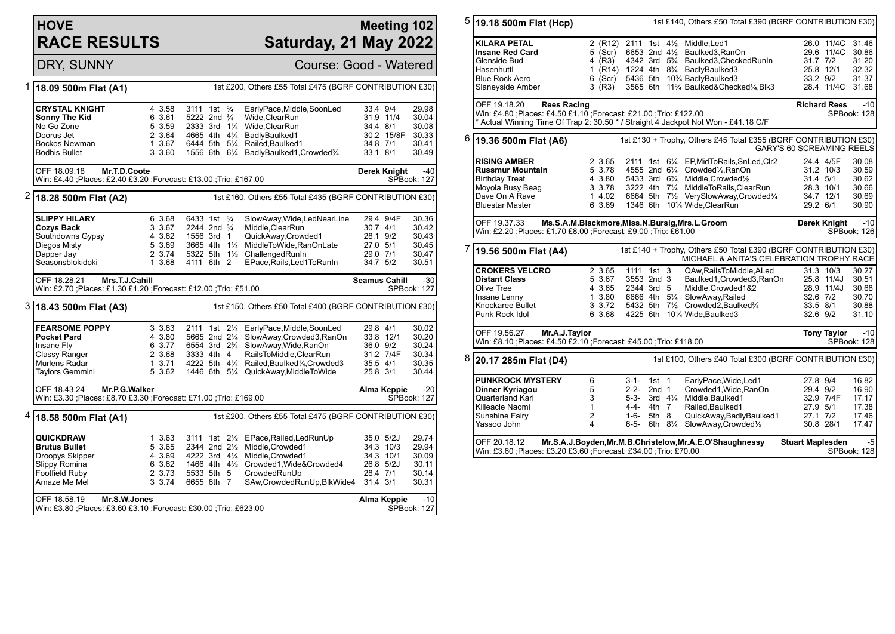# HOVE RACE RESULTS

## Meeting 102 Saturday, 21 May 2022

DRY, SUNNY — Course: Good - Watered

### 1 18.09 500m Flat (A1)

1st £200, Others £55 Total £475 (BGRF CONTRIBUTION £30)

| Greyhound | Trap | Sect | Bends | Pos | Dist | Remarks | Wt | SP | Time |
|---|---|---|---|---|---|---|---|---|---|
| **CRYSTAL KNIGHT** | 4 | 3.58 | 3111 | 1st | ¾ | EarlyPace,Middle,SoonLed | 33.4 | 9/4 | 29.98 |
| **Sonny The Kid** | 6 | 3.61 | 5222 | 2nd | ¾ | Wide,ClearRun | 31.9 | 11/4 | 30.04 |
| No Go Zone | 5 | 3.59 | 2333 | 3rd | 1¼ | Wide,ClearRun | 34.4 | 8/1 | 30.08 |
| Doorus Jet | 2 | 3.64 | 4665 | 4th | 4¼ | BadlyBaulked1 | 30.2 | 15/8F | 30.33 |
| Bockos Newman | 1 | 3.67 | 6444 | 5th | 5¼ | Railed,Baulked1 | 34.8 | 7/1 | 30.41 |
| Bodhis Bullet | 3 | 3.60 | 1556 | 6th | 6¼ | BadlyBaulked1,Crowded¾ | 33.1 | 8/1 | 30.49 |

OFF 18.09.18 **Mr.T.D.Coote** — **Derek Knight** -40
Win: £4.40 ;Places: £2.40 £3.20 ;Forecast: £13.00 ;Trio: £167.00 — SPBook: 127

### 2 18.28 500m Flat (A2)

1st £160, Others £55 Total £435 (BGRF CONTRIBUTION £30)

| Greyhound | Trap | Sect | Bends | Pos | Dist | Remarks | Wt | SP | Time |
|---|---|---|---|---|---|---|---|---|---|
| **SLIPPY HILARY** | 6 | 3.68 | 6433 | 1st | ¾ | SlowAway,Wide,LedNearLine | 29.4 | 9/4F | 30.36 |
| **Cozys Back** | 3 | 3.67 | 2244 | 2nd | ¾ | Middle,ClearRun | 30.7 | 4/1 | 30.42 |
| Southdowns Gypsy | 4 | 3.62 | 1556 | 3rd | 1 | QuickAway,Crowded1 | 28.1 | 9/2 | 30.43 |
| Diegos Misty | 5 | 3.69 | 3665 | 4th | 1¼ | MiddleToWide,RanOnLate | 27.0 | 5/1 | 30.45 |
| Dapper Jay | 2 | 3.74 | 5322 | 5th | 1½ | ChallengedRunIn | 29.0 | 7/1 | 30.47 |
| Seasonsblokidoki | 1 | 3.68 | 4111 | 6th | 2 | EPace,Rails,Led1ToRunIn | 34.7 | 5/2 | 30.51 |

OFF 18.28.21 **Mrs.T.J.Cahill** — **Seamus Cahill** -30
Win: £2.70 ;Places: £1.30 £1.20 ;Forecast: £12.00 ;Trio: £51.00 — SPBook: 127

### 3 18.43 500m Flat (A3)

1st £150, Others £50 Total £400 (BGRF CONTRIBUTION £30)

| Greyhound | Trap | Sect | Bends | Pos | Dist | Remarks | Wt | SP | Time |
|---|---|---|---|---|---|---|---|---|---|
| **FEARSOME POPPY** | 3 | 3.63 | 2111 | 1st | 2¼ | EarlyPace,Middle,SoonLed | 29.8 | 4/1 | 30.02 |
| **Pocket Pard** | 4 | 3.80 | 5665 | 2nd | 2¼ | SlowAway,Crowded3,RanOn | 33.8 | 12/1 | 30.20 |
| Insane Fly | 6 | 3.77 | 6554 | 3rd | 2¾ | SlowAway,Wide,RanOn | 36.0 | 9/2 | 30.24 |
| Classy Ranger | 2 | 3.68 | 3333 | 4th | 4 | RailsToMiddle,ClearRun | 31.2 | 7/4F | 30.34 |
| Murlens Radar | 1 | 3.71 | 4222 | 5th | 4¼ | Railed,Baulked¼,Crowded3 | 35.5 | 4/1 | 30.35 |
| Taylors Gemmini | 5 | 3.62 | 1446 | 6th | 5¼ | QuickAway,MiddleToWide | 25.8 | 3/1 | 30.44 |

OFF 18.43.24 **Mr.P.G.Walker** — **Alma Keppie** -20
Win: £3.30 ;Places: £8.70 £3.30 ;Forecast: £71.00 ;Trio: £169.00 — SPBook: 127

### 4 18.58 500m Flat (A1)

1st £200, Others £55 Total £475 (BGRF CONTRIBUTION £30)

| Greyhound | Trap | Sect | Bends | Pos | Dist | Remarks | Wt | SP | Time |
|---|---|---|---|---|---|---|---|---|---|
| **QUICKDRAW** | 1 | 3.63 | 3111 | 1st | 2½ | EPace,Railed,LedRunUp | 35.0 | 5/2J | 29.74 |
| **Brutus Bullet** | 5 | 3.65 | 2344 | 2nd | 2½ | Middle,Crowded1 | 34.3 | 10/3 | 29.94 |
| Droopys Skipper | 4 | 3.69 | 4222 | 3rd | 4¼ | Middle,Crowded1 | 34.3 | 10/1 | 30.09 |
| Slippy Romina | 6 | 3.62 | 1466 | 4th | 4½ | Crowded1,Wide&Crowded4 | 26.8 | 5/2J | 30.11 |
| Footfield Ruby | 2 | 3.73 | 5533 | 5th | 5 | CrowdedRunUp | 28.4 | 7/1 | 30.14 |
| Amaze Me Mel | 3 | 3.74 | 6655 | 6th | 7 | SAw,CrowdedRunUp,BlkWide4 | 31.4 | 3/1 | 30.31 |

OFF 18.58.19 **Mr.S.W.Jones** — **Alma Keppie** -10
Win: £3.80 ;Places: £3.60 £3.10 ;Forecast: £30.00 ;Trio: £623.00 — SPBook: 127

### 5 19.18 500m Flat (Hcp)

1st £140, Others £50 Total £390 (BGRF CONTRIBUTION £30)

| Greyhound | Trap | Sect | Bends | Pos | Dist | Remarks | Wt | SP | Time |
|---|---|---|---|---|---|---|---|---|---|
| **KILARA PETAL** | 2 | (R12) | 2111 | 1st | 4½ | Middle,Led1 | 26.0 | 11/4C | 31.46 |
| **Insane Red Card** | 5 | (Scr) | 6653 | 2nd | 4½ | Baulked3,RanOn | 29.6 | 11/4C | 30.86 |
| Glenside Bud | 4 | (R3) | 4342 | 3rd | 5¾ | Baulked3,CheckedRunIn | 31.7 | 7/2 | 31.20 |
| Hasenhuttl | 1 | (R14) | 1224 | 4th | 8¾ | BadlyBaulked3 | 25.8 | 12/1 | 32.32 |
| Blue Rock Aero | 6 | (Scr) | 5436 | 5th | 10¾ | BadlyBaulked3 | 33.2 | 9/2 | 31.37 |
| Slaneyside Amber | 3 | (R3) | 3565 | 6th | 11¾ | Baulked&Checked¼,Blk3 | 28.4 | 11/4C | 31.68 |

OFF 19.18.20 **Rees Racing** — **Richard Rees** -10
Win: £4.80 ;Places: £4.50 £1.10 ;Forecast: £21.00 ;Trio: £122.00 — SPBook: 128
* Actual Winning Time Of Trap 2: 30.50 * / Straight 4 Jackpot Not Won - £41.18 C/F

### 6 19.36 500m Flat (A6)

1st £130 + Trophy, Others £45 Total £355 (BGRF CONTRIBUTION £30)
GARY'S 60 SCREAMING REELS

| Greyhound | Trap | Sect | Bends | Pos | Dist | Remarks | Wt | SP | Time |
|---|---|---|---|---|---|---|---|---|---|
| **RISING AMBER** | 2 | 3.65 | 2111 | 1st | 6¼ | EP,MidToRails,SnLed,Clr2 | 24.4 | 4/5F | 30.08 |
| **Russmur Mountain** | 5 | 3.78 | 4555 | 2nd | 6¼ | Crowded½,RanOn | 31.2 | 10/3 | 30.59 |
| Birthday Treat | 4 | 3.80 | 5433 | 3rd | 6¾ | Middle,Crowded½ | 31.4 | 5/1 | 30.62 |
| Moyola Busy Beag | 3 | 3.78 | 3222 | 4th | 7¼ | MiddleToRails,ClearRun | 28.3 | 10/1 | 30.66 |
| Dave On A Rave | 1 | 4.02 | 6664 | 5th | 7½ | VerySlowAway,Crowded¾ | 34.7 | 12/1 | 30.69 |
| Bluestar Master | 6 | 3.69 | 1346 | 6th | 10¼ | Wide,ClearRun | 29.2 | 6/1 | 30.90 |

OFF 19.37.33 **Ms.S.A.M.Blackmore,Miss.N.Bursig,Mrs.L.Groom** — **Derek Knight** -10
Win: £2.20 ;Places: £1.70 £8.00 ;Forecast: £9.00 ;Trio: £61.00 — SPBook: 126

### 7 19.56 500m Flat (A4)

1st £140 + Trophy, Others £50 Total £390 (BGRF CONTRIBUTION £30)
MICHAEL & ANITA'S CELEBRATION TROPHY RACE

| Greyhound | Trap | Sect | Bends | Pos | Dist | Remarks | Wt | SP | Time |
|---|---|---|---|---|---|---|---|---|---|
| **CROKERS VELCRO** | 2 | 3.65 | 1111 | 1st | 3 | QAw,RailsToMiddle,ALed | 31.3 | 10/3 | 30.27 |
| **Distant Class** | 5 | 3.67 | 3553 | 2nd | 3 | Baulked1,Crowded3,RanOn | 25.8 | 11/4J | 30.51 |
| Olive Tree | 4 | 3.65 | 2344 | 3rd | 5 | Middle,Crowded1&2 | 28.9 | 11/4J | 30.68 |
| Insane Lenny | 1 | 3.80 | 6666 | 4th | 5¼ | SlowAway,Railed | 32.6 | 7/2 | 30.70 |
| Knockaree Bullet | 3 | 3.72 | 5432 | 5th | 7½ | Crowded2,Baulked¾ | 33.5 | 8/1 | 30.88 |
| Punk Rock Idol | 6 | 3.68 | 4225 | 6th | 10¼ | Wide,Baulked3 | 32.6 | 9/2 | 31.10 |

OFF 19.56.27 **Mr.A.J.Taylor** — **Tony Taylor** -10
Win: £8.10 ;Places: £4.50 £2.10 ;Forecast: £45.00 ;Trio: £118.00 — SPBook: 128

### 8 20.17 285m Flat (D4)

1st £100, Others £40 Total £300 (BGRF CONTRIBUTION £30)

| Greyhound | Trap | Bends | Pos | Dist | Remarks | Wt | SP | Time |
|---|---|---|---|---|---|---|---|---|
| **PUNKROCK MYSTERY** | 6 | 3-1- | 1st | 1 | EarlyPace,Wide,Led1 | 27.8 | 9/4 | 16.82 |
| **Dinner Kyriagou** | 5 | 2-2- | 2nd | 1 | Crowded1,Wide,RanOn | 29.4 | 9/2 | 16.90 |
| Quarterland Karl | 3 | 5-3- | 3rd | 4¼ | Middle,Baulked1 | 32.9 | 7/4F | 17.17 |
| Killeacle Naomi | 1 | 4-4- | 4th | 7 | Railed,Baulked1 | 27.9 | 5/1 | 17.38 |
| Sunshine Fairy | 2 | 1-6- | 5th | 8 | QuickAway,BadlyBaulked1 | 27.1 | 7/2 | 17.46 |
| Yassoo John | 4 | 6-5- | 6th | 8¼ | SlowAway,Crowded½ | 30.8 | 28/1 | 17.47 |

OFF 20.18.12 **Mr.S.A.J.Boyden,Mr.M.B.Christelow,Mr.A.E.O'Shaughnessy** — **Stuart Maplesden** -5
Win: £3.60 ;Places: £3.20 £3.60 ;Forecast: £34.00 ;Trio: £70.00 — SPBook: 128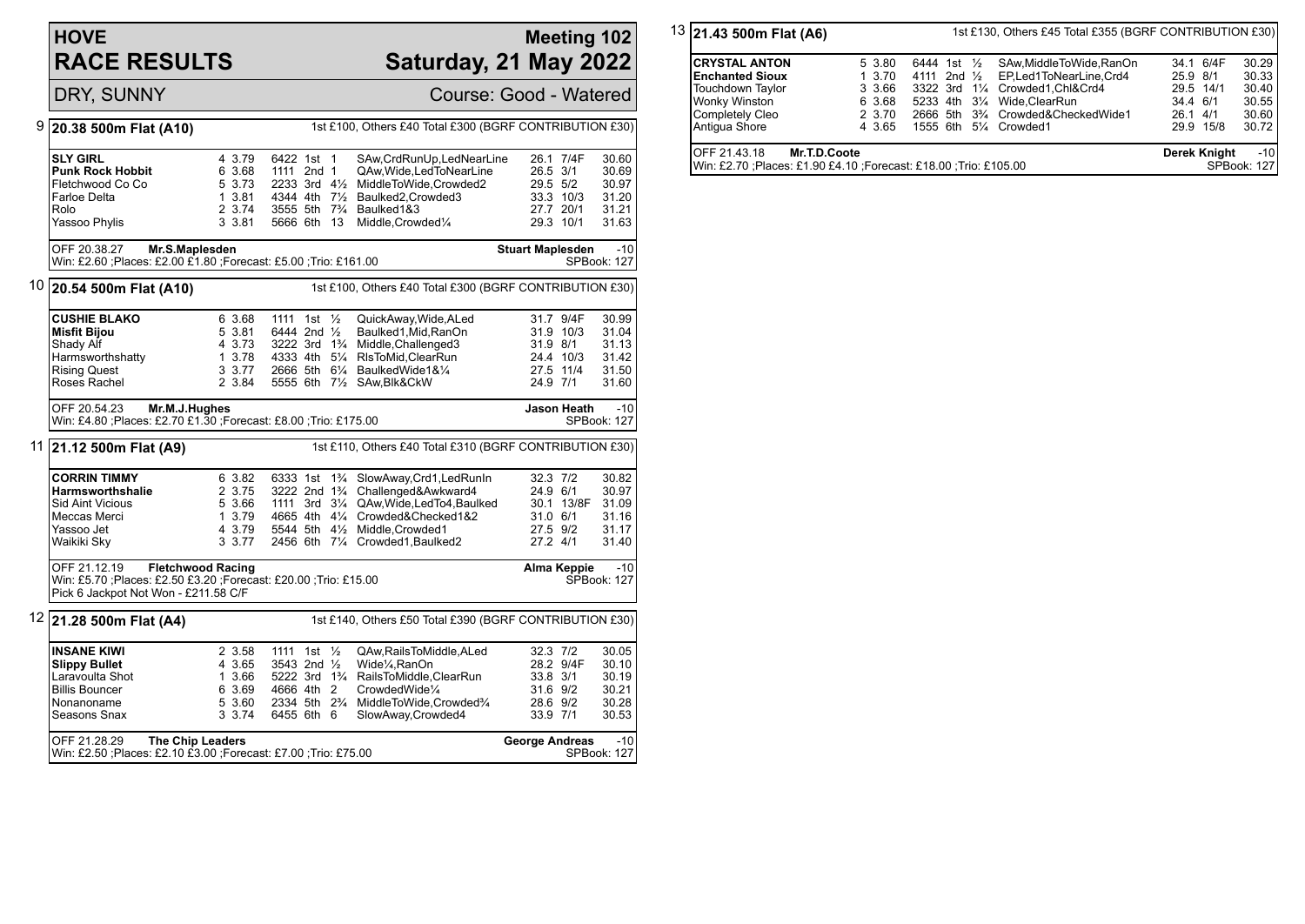# HOVE RACE RESULTS

## Meeting 102 Saturday, 21 May 2022

DRY, SUNNY — Course: Good - Watered

### 9 — 20.38 500m Flat (A10)

1st £100, Others £40 Total £300 (BGRF CONTRIBUTION £30)

| | | | | | | | | | |
|---|---|---|---|---|---|---|---|---|---|
| **SLY GIRL** | 4 | 3.79 | 6422 | 1st | 1 | SAw,CrdRunUp,LedNearLine | 26.1 | 7/4F | 30.60 |
| **Punk Rock Hobbit** | 6 | 3.68 | 1111 | 2nd | 1 | QAw,Wide,LedToNearLine | 26.5 | 3/1 | 30.69 |
| Fletchwood Co Co | 5 | 3.73 | 2233 | 3rd | 4½ | MiddleToWide,Crowded2 | 29.5 | 5/2 | 30.97 |
| Farloe Delta | 1 | 3.81 | 4344 | 4th | 7½ | Baulked2,Crowded3 | 33.3 | 10/3 | 31.20 |
| Rolo | 2 | 3.74 | 3555 | 5th | 7¾ | Baulked1&3 | 27.7 | 20/1 | 31.21 |
| Yassoo Phylis | 3 | 3.81 | 5666 | 6th | 13 | Middle,Crowded¼ | 29.3 | 10/1 | 31.63 |

OFF 20.38.27 Mr.S.Maplesden — Stuart Maplesden -10

Win: £2.60 ;Places: £2.00 £1.80 ;Forecast: £5.00 ;Trio: £161.00 — SPBook: 127

### 10 — 20.54 500m Flat (A10)

1st £100, Others £40 Total £300 (BGRF CONTRIBUTION £30)

| | | | | | | | | | |
|---|---|---|---|---|---|---|---|---|---|
| **CUSHIE BLAKO** | 6 | 3.68 | 1111 | 1st | ½ | QuickAway,Wide,ALed | 31.7 | 9/4F | 30.99 |
| **Misfit Bijou** | 5 | 3.81 | 6444 | 2nd | ½ | Baulked1,Mid,RanOn | 31.9 | 10/3 | 31.04 |
| Shady Alf | 4 | 3.73 | 3222 | 3rd | 1¾ | Middle,Challenged3 | 31.9 | 8/1 | 31.13 |
| Harmsworthshatty | 1 | 3.78 | 4333 | 4th | 5¼ | RlsToMid,ClearRun | 24.4 | 10/3 | 31.42 |
| Rising Quest | 3 | 3.77 | 2666 | 5th | 6¼ | BaulkedWide1&¼ | 27.5 | 11/4 | 31.50 |
| Roses Rachel | 2 | 3.84 | 5555 | 6th | 7½ | SAw,Blk&CkW | 24.9 | 7/1 | 31.60 |

OFF 20.54.23 Mr.M.J.Hughes — Jason Heath -10

Win: £4.80 ;Places: £2.70 £1.30 ;Forecast: £8.00 ;Trio: £175.00 — SPBook: 127

### 11 — 21.12 500m Flat (A9)

1st £110, Others £40 Total £310 (BGRF CONTRIBUTION £30)

| | | | | | | | | | |
|---|---|---|---|---|---|---|---|---|---|
| **CORRIN TIMMY** | 6 | 3.82 | 6333 | 1st | 1¾ | SlowAway,Crd1,LedRunIn | 32.3 | 7/2 | 30.82 |
| **Harmsworthshalie** | 2 | 3.75 | 3222 | 2nd | 1¾ | Challenged&Awkward4 | 24.9 | 6/1 | 30.97 |
| Sid Aint Vicious | 5 | 3.66 | 1111 | 3rd | 3¼ | QAw,Wide,LedTo4,Baulked | 30.1 | 13/8F | 31.09 |
| Meccas Merci | 1 | 3.79 | 4665 | 4th | 4¼ | Crowded&Checked1&2 | 31.0 | 6/1 | 31.16 |
| Yassoo Jet | 4 | 3.79 | 5544 | 5th | 4½ | Middle,Crowded1 | 27.5 | 9/2 | 31.17 |
| Waikiki Sky | 3 | 3.77 | 2456 | 6th | 7¼ | Crowded1,Baulked2 | 27.2 | 4/1 | 31.40 |

OFF 21.12.19 Fletchwood Racing — Alma Keppie -10

Win: £5.70 ;Places: £2.50 £3.20 ;Forecast: £20.00 ;Trio: £15.00 — SPBook: 127

Pick 6 Jackpot Not Won - £211.58 C/F

### 12 — 21.28 500m Flat (A4)

1st £140, Others £50 Total £390 (BGRF CONTRIBUTION £30)

| | | | | | | | | | |
|---|---|---|---|---|---|---|---|---|---|
| **INSANE KIWI** | 2 | 3.58 | 1111 | 1st | ½ | QAw,RailsToMiddle,ALed | 32.3 | 7/2 | 30.05 |
| **Slippy Bullet** | 4 | 3.65 | 3543 | 2nd | ½ | Wide¼,RanOn | 28.2 | 9/4F | 30.10 |
| Laravoulta Shot | 1 | 3.66 | 5222 | 3rd | 1¾ | RailsToMiddle,ClearRun | 33.8 | 3/1 | 30.19 |
| Billis Bouncer | 6 | 3.69 | 4666 | 4th | 2 | CrowdedWide¼ | 31.6 | 9/2 | 30.21 |
| Nonanoname | 5 | 3.60 | 2334 | 5th | 2¾ | MiddleToWide,Crowded¾ | 28.6 | 9/2 | 30.28 |
| Seasons Snax | 3 | 3.74 | 6455 | 6th | 6 | SlowAway,Crowded4 | 33.9 | 7/1 | 30.53 |

OFF 21.28.29 The Chip Leaders — George Andreas -10

Win: £2.50 ;Places: £2.10 £3.00 ;Forecast: £7.00 ;Trio: £75.00 — SPBook: 127

### 13 — 21.43 500m Flat (A6)

1st £130, Others £45 Total £355 (BGRF CONTRIBUTION £30)

| | | | | | | | | | |
|---|---|---|---|---|---|---|---|---|---|
| **CRYSTAL ANTON** | 5 | 3.80 | 6444 | 1st | ½ | SAw,MiddleToWide,RanOn | 34.1 | 6/4F | 30.29 |
| **Enchanted Sioux** | 1 | 3.70 | 4111 | 2nd | ½ | EP,Led1ToNearLine,Crd4 | 25.9 | 8/1 | 30.33 |
| Touchdown Taylor | 3 | 3.66 | 3322 | 3rd | 1¼ | Crowded1,Chl&Crd4 | 29.5 | 14/1 | 30.40 |
| Wonky Winston | 6 | 3.68 | 5233 | 4th | 3¼ | Wide,ClearRun | 34.4 | 6/1 | 30.55 |
| Completely Cleo | 2 | 3.70 | 2666 | 5th | 3¾ | Crowded&CheckedWide1 | 26.1 | 4/1 | 30.60 |
| Antigua Shore | 4 | 3.65 | 1555 | 6th | 5¼ | Crowded1 | 29.9 | 15/8 | 30.72 |

OFF 21.43.18 Mr.T.D.Coote — Derek Knight -10

Win: £2.70 ;Places: £1.90 £4.10 ;Forecast: £18.00 ;Trio: £105.00 — SPBook: 127